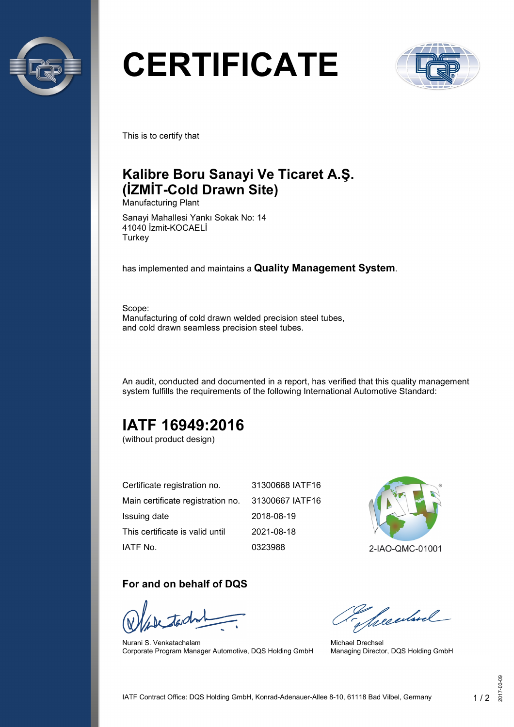# CERTIFICATE

This is to certify that

## Kalibre Boru Sanayi Ve Ticaret A.Ş. (İZMİT-Cold Drawn Site)

Manufacturing Plant

Sanayi Mahallesi Yankı Sokak No: 14
41040 İzmit-KOCAELİ
Turkey

has implemented and maintains a **Quality Management System**.

Scope:
Manufacturing of cold drawn welded precision steel tubes, and cold drawn seamless precision steel tubes.

An audit, conducted and documented in a report, has verified that this quality management system fulfills the requirements of the following International Automotive Standard:

## IATF 16949:2016

(without product design)

| | |
|---|---|
| Certificate registration no. | 31300668 IATF16 |
| Main certificate registration no. | 31300667 IATF16 |
| Issuing date | 2018-08-19 |
| This certificate is valid until | 2021-08-18 |
| IATF No. | 0323988 |

2-IAO-QMC-01001

### For and on behalf of DQS

Nurani S. Venkatachalam
Corporate Program Manager Automotive, DQS Holding GmbH

Michael Drechsel
Managing Director, DQS Holding GmbH

IATF Contract Office: DQS Holding GmbH, Konrad-Adenauer-Allee 8-10, 61118 Bad Vilbel, Germany

2017-03-09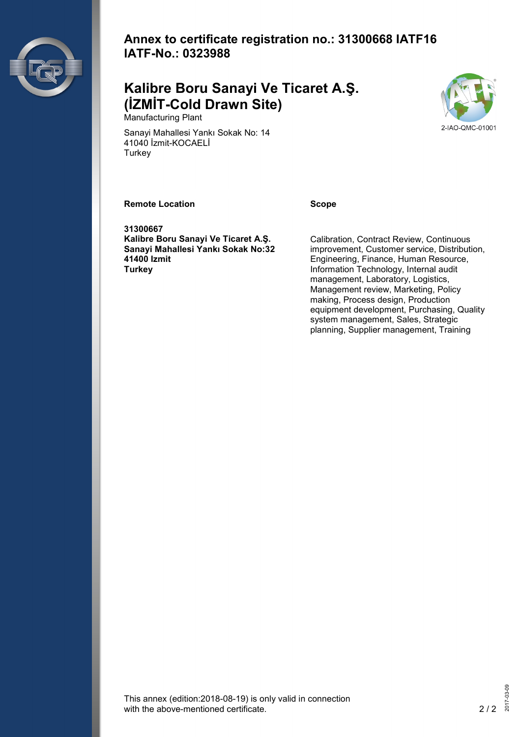## Annex to certificate registration no.: 31300668 IATF16
## IATF-No.: 0323988

## Kalibre Boru Sanayi Ve Ticaret A.Ş. (İZMİT-Cold Drawn Site)

Manufacturing Plant

Sanayi Mahallesi Yankı Sokak No: 14
41040 İzmit-KOCAELİ
Turkey

2-IAO-QMC-01001

| Remote Location | Scope |
| --- | --- |
| **31300667**<br>**Kalibre Boru Sanayi Ve Ticaret A.Ş.**<br>**Sanayi Mahallesi Yankı Sokak No:32**<br>**41400 Izmit**<br>**Turkey** | Calibration, Contract Review, Continuous improvement, Customer service, Distribution, Engineering, Finance, Human Resource, Information Technology, Internal audit management, Laboratory, Logistics, Management review, Marketing, Policy making, Process design, Production equipment development, Purchasing, Quality system management, Sales, Strategic planning, Supplier management, Training |

This annex (edition:2018-08-19) is only valid in connection with the above-mentioned certificate.

2017-03-09